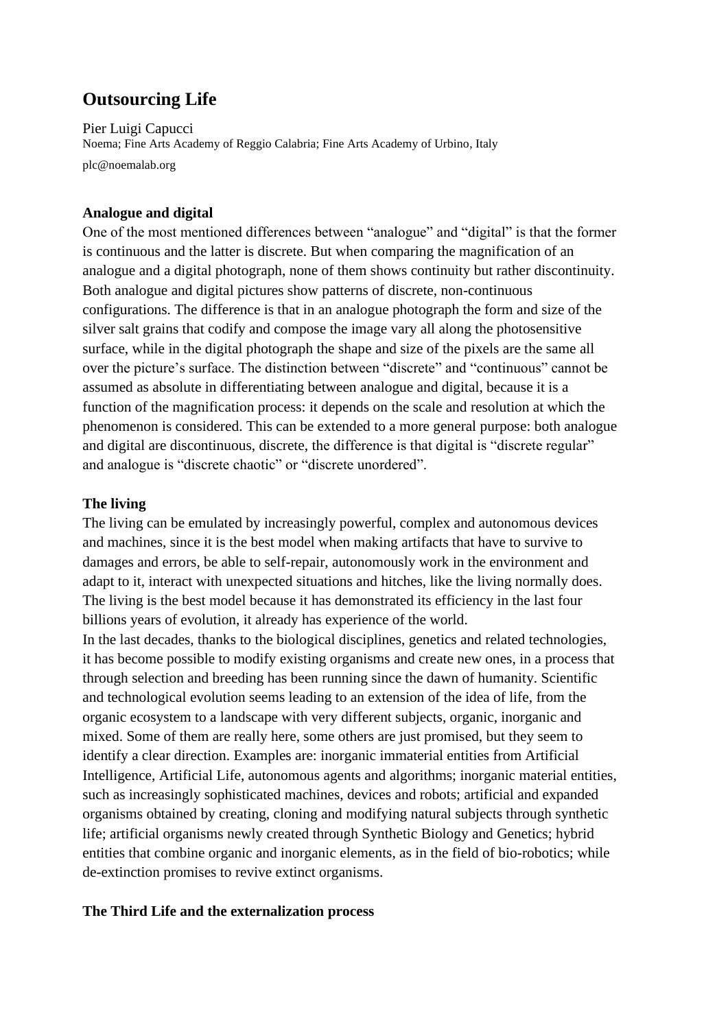# Outsourcing Life

Pier Luigi Capucci
Noema; Fine Arts Academy of Reggio Calabria; Fine Arts Academy of Urbino, Italy
plc@noemalab.org

## Analogue and digital

One of the most mentioned differences between “analogue” and “digital” is that the former is continuous and the latter is discrete. But when comparing the magnification of an analogue and a digital photograph, none of them shows continuity but rather discontinuity. Both analogue and digital pictures show patterns of discrete, non-continuous configurations. The difference is that in an analogue photograph the form and size of the silver salt grains that codify and compose the image vary all along the photosensitive surface, while in the digital photograph the shape and size of the pixels are the same all over the picture’s surface. The distinction between “discrete” and “continuous” cannot be assumed as absolute in differentiating between analogue and digital, because it is a function of the magnification process: it depends on the scale and resolution at which the phenomenon is considered. This can be extended to a more general purpose: both analogue and digital are discontinuous, discrete, the difference is that digital is “discrete regular” and analogue is “discrete chaotic” or “discrete unordered”.

## The living

The living can be emulated by increasingly powerful, complex and autonomous devices and machines, since it is the best model when making artifacts that have to survive to damages and errors, be able to self-repair, autonomously work in the environment and adapt to it, interact with unexpected situations and hitches, like the living normally does. The living is the best model because it has demonstrated its efficiency in the last four billions years of evolution, it already has experience of the world.

In the last decades, thanks to the biological disciplines, genetics and related technologies, it has become possible to modify existing organisms and create new ones, in a process that through selection and breeding has been running since the dawn of humanity. Scientific and technological evolution seems leading to an extension of the idea of life, from the organic ecosystem to a landscape with very different subjects, organic, inorganic and mixed. Some of them are really here, some others are just promised, but they seem to identify a clear direction. Examples are: inorganic immaterial entities from Artificial Intelligence, Artificial Life, autonomous agents and algorithms; inorganic material entities, such as increasingly sophisticated machines, devices and robots; artificial and expanded organisms obtained by creating, cloning and modifying natural subjects through synthetic life; artificial organisms newly created through Synthetic Biology and Genetics; hybrid entities that combine organic and inorganic elements, as in the field of bio-robotics; while de-extinction promises to revive extinct organisms.

## The Third Life and the externalization process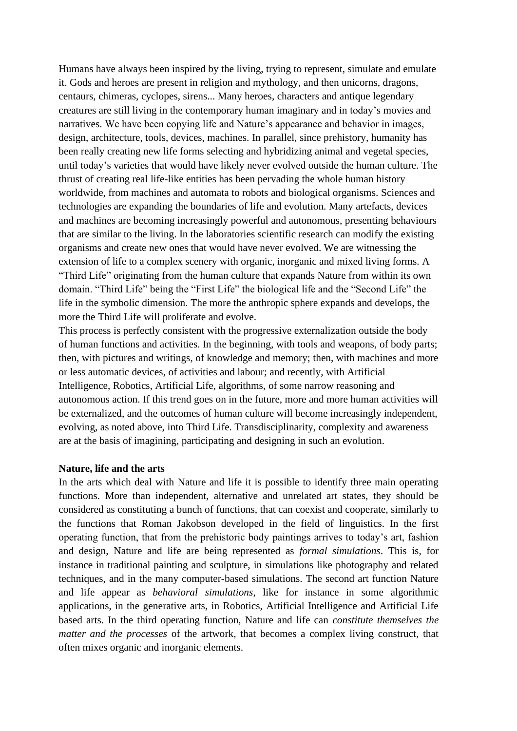Humans have always been inspired by the living, trying to represent, simulate and emulate it. Gods and heroes are present in religion and mythology, and then unicorns, dragons, centaurs, chimeras, cyclopes, sirens... Many heroes, characters and antique legendary creatures are still living in the contemporary human imaginary and in today's movies and narratives. We have been copying life and Nature's appearance and behavior in images, design, architecture, tools, devices, machines. In parallel, since prehistory, humanity has been really creating new life forms selecting and hybridizing animal and vegetal species, until today's varieties that would have likely never evolved outside the human culture. The thrust of creating real life-like entities has been pervading the whole human history worldwide, from machines and automata to robots and biological organisms. Sciences and technologies are expanding the boundaries of life and evolution. Many artefacts, devices and machines are becoming increasingly powerful and autonomous, presenting behaviours that are similar to the living. In the laboratories scientific research can modify the existing organisms and create new ones that would have never evolved. We are witnessing the extension of life to a complex scenery with organic, inorganic and mixed living forms. A "Third Life" originating from the human culture that expands Nature from within its own domain. "Third Life" being the "First Life" the biological life and the "Second Life" the life in the symbolic dimension. The more the anthropic sphere expands and develops, the more the Third Life will proliferate and evolve.
This process is perfectly consistent with the progressive externalization outside the body of human functions and activities. In the beginning, with tools and weapons, of body parts; then, with pictures and writings, of knowledge and memory; then, with machines and more or less automatic devices, of activities and labour; and recently, with Artificial Intelligence, Robotics, Artificial Life, algorithms, of some narrow reasoning and autonomous action. If this trend goes on in the future, more and more human activities will be externalized, and the outcomes of human culture will become increasingly independent, evolving, as noted above, into Third Life. Transdisciplinarity, complexity and awareness are at the basis of imagining, participating and designing in such an evolution.

**Nature, life and the arts**

In the arts which deal with Nature and life it is possible to identify three main operating functions. More than independent, alternative and unrelated art states, they should be considered as constituting a bunch of functions, that can coexist and cooperate, similarly to the functions that Roman Jakobson developed in the field of linguistics. In the first operating function, that from the prehistoric body paintings arrives to today's art, fashion and design, Nature and life are being represented as *formal simulations*. This is, for instance in traditional painting and sculpture, in simulations like photography and related techniques, and in the many computer-based simulations. The second art function Nature and life appear as *behavioral simulations*, like for instance in some algorithmic applications, in the generative arts, in Robotics, Artificial Intelligence and Artificial Life based arts. In the third operating function, Nature and life can *constitute themselves the matter and the processes* of the artwork, that becomes a complex living construct, that often mixes organic and inorganic elements.